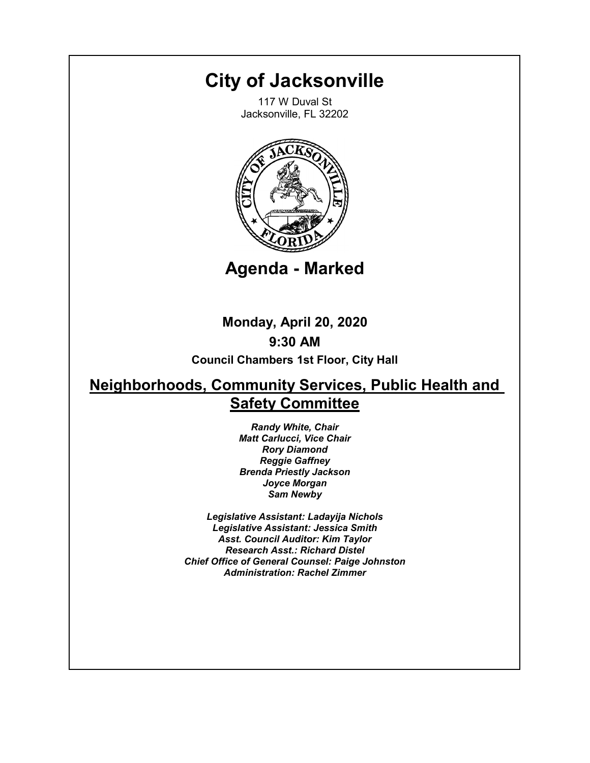# City of Jacksonville

117 W Duval St
Jacksonville, FL 32202

## Agenda - Marked

**Monday, April 20, 2020**

**9:30 AM**

**Council Chambers 1st Floor, City Hall**

## Neighborhoods, Community Services, Public Health and Safety Committee

*Randy White, Chair*
*Matt Carlucci, Vice Chair*
*Rory Diamond*
*Reggie Gaffney*
*Brenda Priestly Jackson*
*Joyce Morgan*
*Sam Newby*

*Legislative Assistant: Ladayija Nichols*
*Legislative Assistant: Jessica Smith*
*Asst. Council Auditor: Kim Taylor*
*Research Asst.: Richard Distel*
*Chief Office of General Counsel: Paige Johnston*
*Administration: Rachel Zimmer*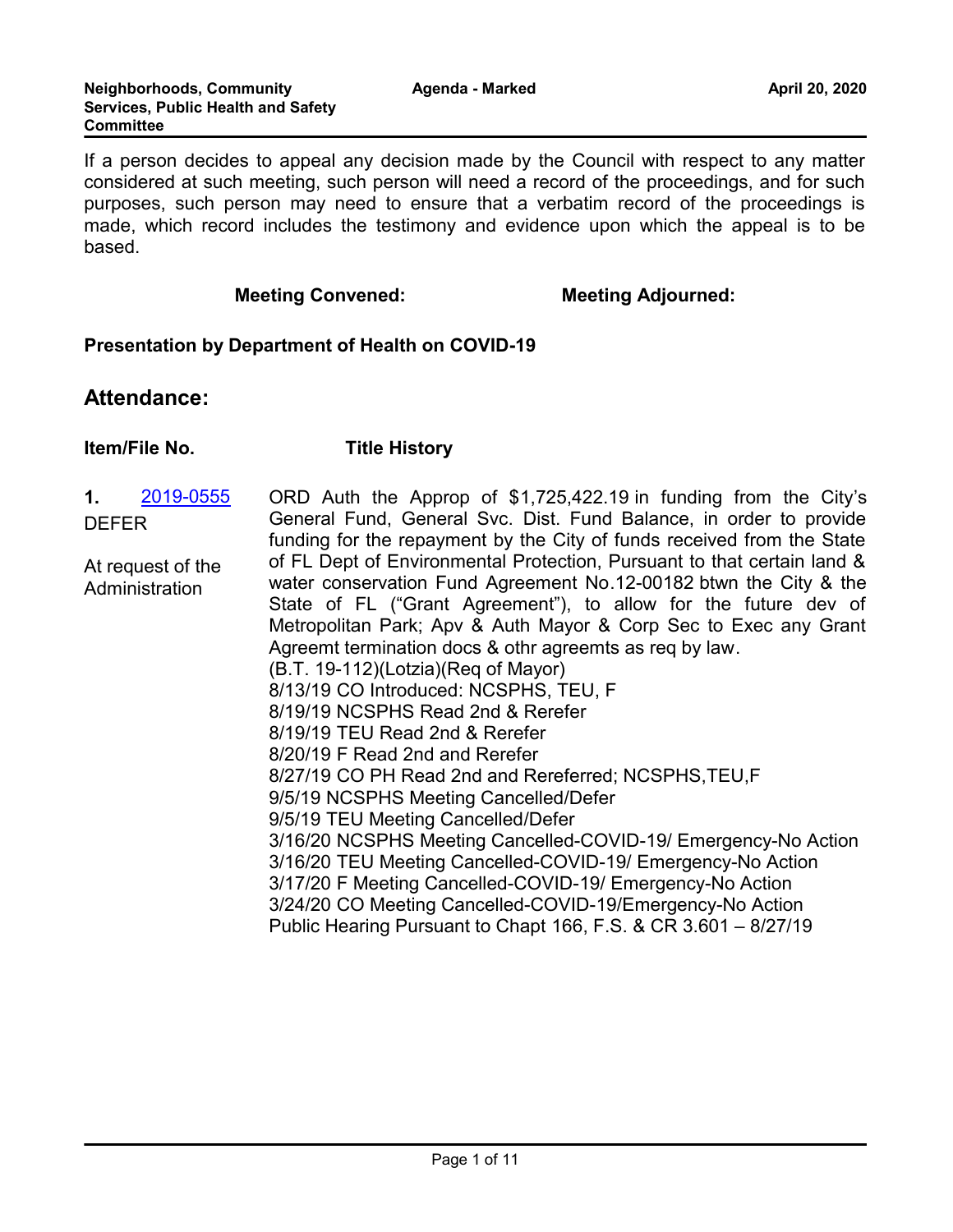If a person decides to appeal any decision made by the Council with respect to any matter considered at such meeting, such person will need a record of the proceedings, and for such purposes, such person may need to ensure that a verbatim record of the proceedings is made, which record includes the testimony and evidence upon which the appeal is to be based.

**Meeting Convened:** **Meeting Adjourned:**

**Presentation by Department of Health on COVID-19**

## Attendance:

| Item/File No. | Title History |
|---|---|
| **1.** 2019-0555<br>DEFER<br><br>At request of the Administration | ORD Auth the Approp of $1,725,422.19 in funding from the City's General Fund, General Svc. Dist. Fund Balance, in order to provide funding for the repayment by the City of funds received from the State of FL Dept of Environmental Protection, Pursuant to that certain land & water conservation Fund Agreement No.12-00182 btwn the City & the State of FL ("Grant Agreement"), to allow for the future dev of Metropolitan Park; Apv & Auth Mayor & Corp Sec to Exec any Grant Agreemt termination docs & othr agreemts as req by law.<br>(B.T. 19-112)(Lotzia)(Req of Mayor)<br>8/13/19 CO Introduced: NCSPHS, TEU, F<br>8/19/19 NCSPHS Read 2nd & Rerefer<br>8/19/19 TEU Read 2nd & Rerefer<br>8/20/19 F Read 2nd and Rerefer<br>8/27/19 CO PH Read 2nd and Rereferred; NCSPHS,TEU,F<br>9/5/19 NCSPHS Meeting Cancelled/Defer<br>9/5/19 TEU Meeting Cancelled/Defer<br>3/16/20 NCSPHS Meeting Cancelled-COVID-19/ Emergency-No Action<br>3/16/20 TEU Meeting Cancelled-COVID-19/ Emergency-No Action<br>3/17/20 F Meeting Cancelled-COVID-19/ Emergency-No Action<br>3/24/20 CO Meeting Cancelled-COVID-19/Emergency-No Action<br>Public Hearing Pursuant to Chapt 166, F.S. & CR 3.601 – 8/27/19 |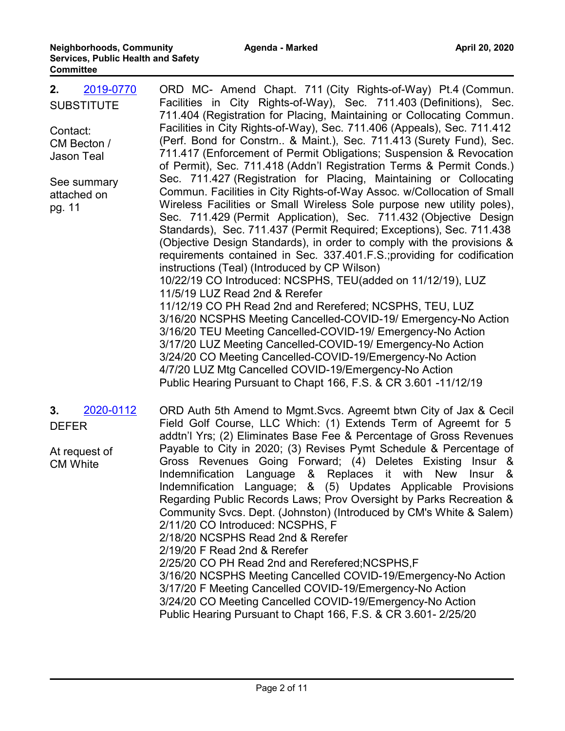| | |
|---|---|
| **2.** 2019-0770<br>SUBSTITUTE<br><br>Contact:<br>CM Becton /<br>Jason Teal<br><br>See summary attached on pg. 11 | ORD MC- Amend Chapt. 711 (City Rights-of-Way) Pt.4 (Commun. Facilities in City Rights-of-Way), Sec. 711.403 (Definitions), Sec. 711.404 (Registration for Placing, Maintaining or Collocating Commun. Facilities in City Rights-of-Way), Sec. 711.406 (Appeals), Sec. 711.412 (Perf. Bond for Constrn.. & Maint.), Sec. 711.413 (Surety Fund), Sec. 711.417 (Enforcement of Permit Obligations; Suspension & Revocation of Permit), Sec. 711.418 (Addn'l Registration Terms & Permit Conds.) Sec. 711.427 (Registration for Placing, Maintaining or Collocating Commun. Facilities in City Rights-of-Way Assoc. w/Collocation of Small Wireless Facilities or Small Wireless Sole purpose new utility poles), Sec. 711.429 (Permit Application), Sec. 711.432 (Objective Design Standards), Sec. 711.437 (Permit Required; Exceptions), Sec. 711.438 (Objective Design Standards), in order to comply with the provisions & requirements contained in Sec. 337.401.F.S.;providing for codification instructions (Teal) (Introduced by CP Wilson)<br>10/22/19 CO Introduced: NCSPHS, TEU(added on 11/12/19), LUZ<br>11/5/19 LUZ Read 2nd & Rerefer<br>11/12/19 CO PH Read 2nd and Rerefered; NCSPHS, TEU, LUZ<br>3/16/20 NCSPHS Meeting Cancelled-COVID-19/ Emergency-No Action<br>3/16/20 TEU Meeting Cancelled-COVID-19/ Emergency-No Action<br>3/17/20 LUZ Meeting Cancelled-COVID-19/ Emergency-No Action<br>3/24/20 CO Meeting Cancelled-COVID-19/Emergency-No Action<br>4/7/20 LUZ Mtg Cancelled COVID-19/Emergency-No Action<br>Public Hearing Pursuant to Chapt 166, F.S. & CR 3.601 -11/12/19 |
| **3.** 2020-0112<br>DEFER<br><br>At request of CM White | ORD Auth 5th Amend to Mgmt.Svcs. Agreemt btwn City of Jax & Cecil Field Golf Course, LLC Which: (1) Extends Term of Agreemt for 5 addtn'l Yrs; (2) Eliminates Base Fee & Percentage of Gross Revenues Payable to City in 2020; (3) Revises Pymt Schedule & Percentage of Gross Revenues Going Forward; (4) Deletes Existing Insur & Indemnification Language & Replaces it with New Insur & Indemnification Language; & (5) Updates Applicable Provisions Regarding Public Records Laws; Prov Oversight by Parks Recreation & Community Svcs. Dept. (Johnston) (Introduced by CM's White & Salem)<br>2/11/20 CO Introduced: NCSPHS, F<br>2/18/20 NCSPHS Read 2nd & Rerefer<br>2/19/20 F Read 2nd & Rerefer<br>2/25/20 CO PH Read 2nd and Rerefered;NCSPHS,F<br>3/16/20 NCSPHS Meeting Cancelled COVID-19/Emergency-No Action<br>3/17/20 F Meeting Cancelled COVID-19/Emergency-No Action<br>3/24/20 CO Meeting Cancelled COVID-19/Emergency-No Action<br>Public Hearing Pursuant to Chapt 166, F.S. & CR 3.601- 2/25/20 |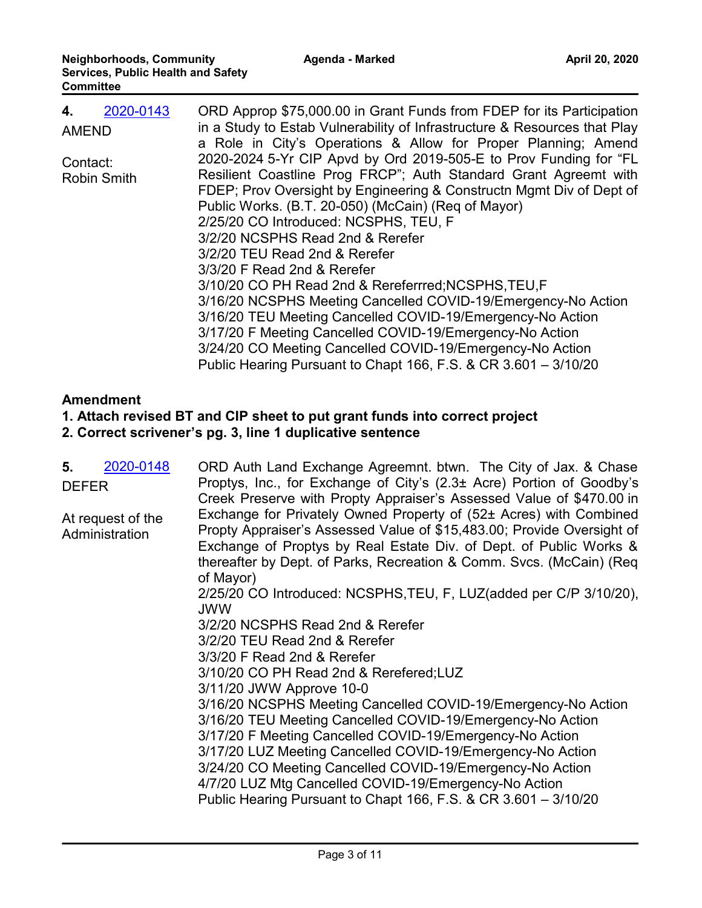**4.** 2020-0143

AMEND

Contact:
Robin Smith

ORD Approp $75,000.00 in Grant Funds from FDEP for its Participation in a Study to Estab Vulnerability of Infrastructure & Resources that Play a Role in City's Operations & Allow for Proper Planning; Amend 2020-2024 5-Yr CIP Apvd by Ord 2019-505-E to Prov Funding for "FL Resilient Coastline Prog FRCP"; Auth Standard Grant Agreemt with FDEP; Prov Oversight by Engineering & Constructn Mgmt Div of Dept of Public Works. (B.T. 20-050) (McCain) (Req of Mayor)
2/25/20 CO Introduced: NCSPHS, TEU, F
3/2/20 NCSPHS Read 2nd & Rerefer
3/2/20 TEU Read 2nd & Rerefer
3/3/20 F Read 2nd & Rerefer
3/10/20 CO PH Read 2nd & Rereferrred;NCSPHS,TEU,F
3/16/20 NCSPHS Meeting Cancelled COVID-19/Emergency-No Action
3/16/20 TEU Meeting Cancelled COVID-19/Emergency-No Action
3/17/20 F Meeting Cancelled COVID-19/Emergency-No Action
3/24/20 CO Meeting Cancelled COVID-19/Emergency-No Action
Public Hearing Pursuant to Chapt 166, F.S. & CR 3.601 – 3/10/20

**Amendment**
**1. Attach revised BT and CIP sheet to put grant funds into correct project**
**2. Correct scrivener's pg. 3, line 1 duplicative sentence**

**5.** 2020-0148

DEFER

At request of the Administration

ORD Auth Land Exchange Agreemnt. btwn. The City of Jax. & Chase Proptys, Inc., for Exchange of City's (2.3± Acre) Portion of Goodby's Creek Preserve with Propty Appraiser's Assessed Value of $470.00 in Exchange for Privately Owned Property of (52± Acres) with Combined Propty Appraiser's Assessed Value of $15,483.00; Provide Oversight of Exchange of Proptys by Real Estate Div. of Dept. of Public Works & thereafter by Dept. of Parks, Recreation & Comm. Svcs. (McCain) (Req of Mayor)
2/25/20 CO Introduced: NCSPHS,TEU, F, LUZ(added per C/P 3/10/20), JWW
3/2/20 NCSPHS Read 2nd & Rerefer
3/2/20 TEU Read 2nd & Rerefer
3/3/20 F Read 2nd & Rerefer
3/10/20 CO PH Read 2nd & Rerefered;LUZ
3/11/20 JWW Approve 10-0
3/16/20 NCSPHS Meeting Cancelled COVID-19/Emergency-No Action
3/16/20 TEU Meeting Cancelled COVID-19/Emergency-No Action
3/17/20 F Meeting Cancelled COVID-19/Emergency-No Action
3/17/20 LUZ Meeting Cancelled COVID-19/Emergency-No Action
3/24/20 CO Meeting Cancelled COVID-19/Emergency-No Action
4/7/20 LUZ Mtg Cancelled COVID-19/Emergency-No Action
Public Hearing Pursuant to Chapt 166, F.S. & CR 3.601 – 3/10/20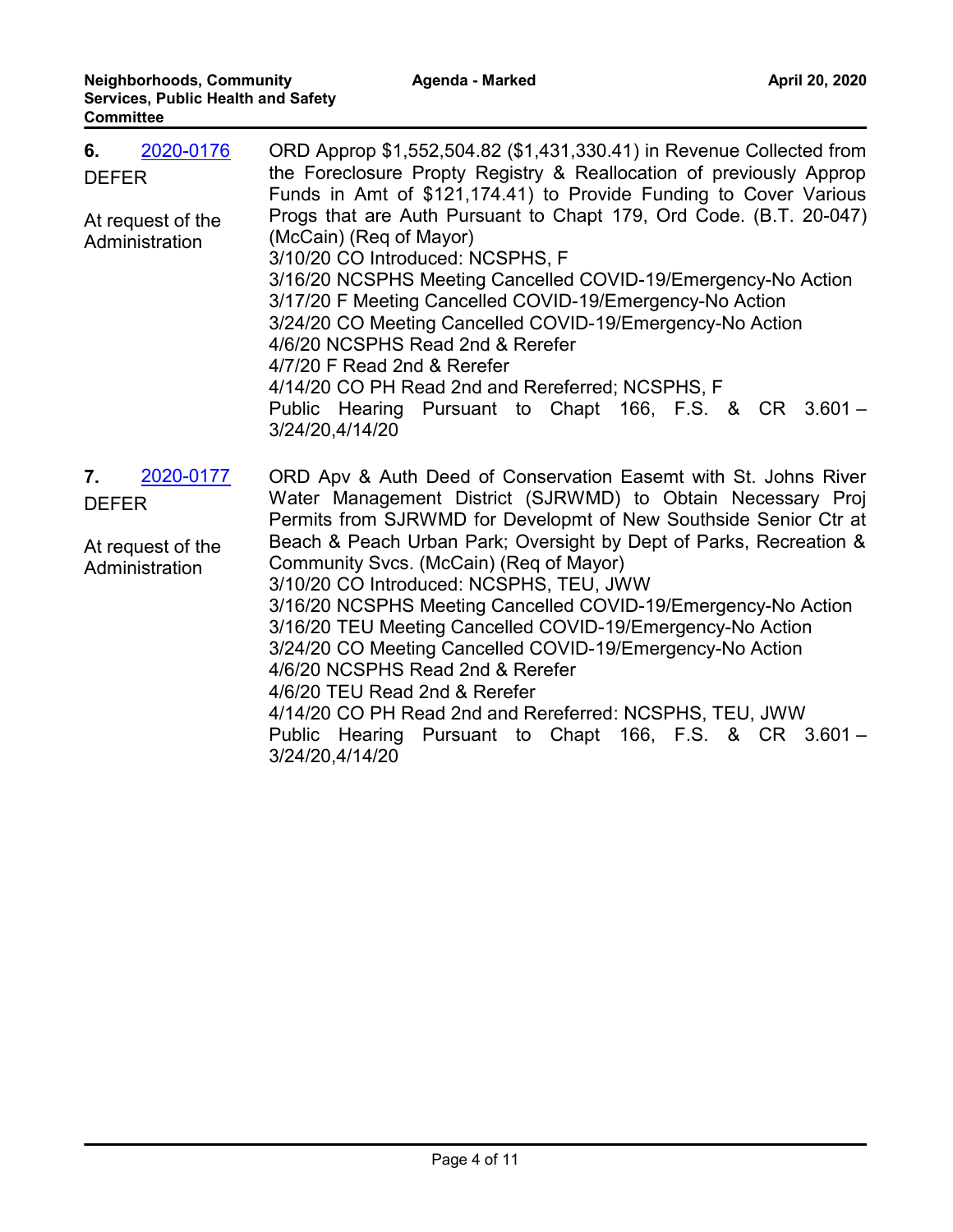| | |
|---|---|
| **6.** 2020-0176<br>DEFER<br><br>At request of the Administration | ORD Approp $1,552,504.82 ($1,431,330.41) in Revenue Collected from the Foreclosure Propty Registry & Reallocation of previously Approp Funds in Amt of $121,174.41) to Provide Funding to Cover Various Progs that are Auth Pursuant to Chapt 179, Ord Code. (B.T. 20-047) (McCain) (Req of Mayor)<br>3/10/20 CO Introduced: NCSPHS, F<br>3/16/20 NCSPHS Meeting Cancelled COVID-19/Emergency-No Action<br>3/17/20 F Meeting Cancelled COVID-19/Emergency-No Action<br>3/24/20 CO Meeting Cancelled COVID-19/Emergency-No Action<br>4/6/20 NCSPHS Read 2nd & Rerefer<br>4/7/20 F Read 2nd & Rerefer<br>4/14/20 CO PH Read 2nd and Rereferred; NCSPHS, F<br>Public Hearing Pursuant to Chapt 166, F.S. & CR 3.601 – 3/24/20,4/14/20 |
| **7.** 2020-0177<br>DEFER<br><br>At request of the Administration | ORD Apv & Auth Deed of Conservation Easemt with St. Johns River Water Management District (SJRWMD) to Obtain Necessary Proj Permits from SJRWMD for Developmt of New Southside Senior Ctr at Beach & Peach Urban Park; Oversight by Dept of Parks, Recreation & Community Svcs. (McCain) (Req of Mayor)<br>3/10/20 CO Introduced: NCSPHS, TEU, JWW<br>3/16/20 NCSPHS Meeting Cancelled COVID-19/Emergency-No Action<br>3/16/20 TEU Meeting Cancelled COVID-19/Emergency-No Action<br>3/24/20 CO Meeting Cancelled COVID-19/Emergency-No Action<br>4/6/20 NCSPHS Read 2nd & Rerefer<br>4/6/20 TEU Read 2nd & Rerefer<br>4/14/20 CO PH Read 2nd and Rereferred: NCSPHS, TEU, JWW<br>Public Hearing Pursuant to Chapt 166, F.S. & CR 3.601 – 3/24/20,4/14/20 |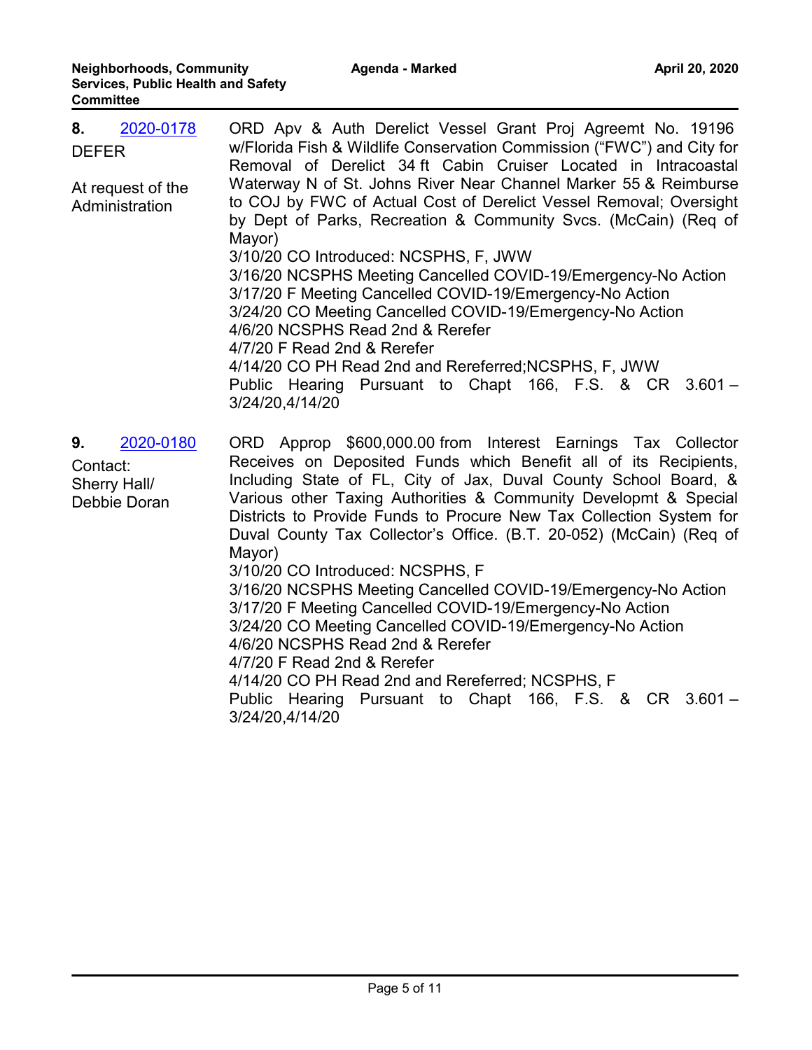**8.** [2020-0178](2020-0178)

DEFER

At request of the Administration

ORD Apv & Auth Derelict Vessel Grant Proj Agreemt No. 19196 w/Florida Fish & Wildlife Conservation Commission ("FWC") and City for Removal of Derelict 34 ft Cabin Cruiser Located in Intracoastal Waterway N of St. Johns River Near Channel Marker 55 & Reimburse to COJ by FWC of Actual Cost of Derelict Vessel Removal; Oversight by Dept of Parks, Recreation & Community Svcs. (McCain) (Req of Mayor)

3/10/20 CO Introduced: NCSPHS, F, JWW

3/16/20 NCSPHS Meeting Cancelled COVID-19/Emergency-No Action

3/17/20 F Meeting Cancelled COVID-19/Emergency-No Action

3/24/20 CO Meeting Cancelled COVID-19/Emergency-No Action

4/6/20 NCSPHS Read 2nd & Rerefer

4/7/20 F Read 2nd & Rerefer

4/14/20 CO PH Read 2nd and Rereferred;NCSPHS, F, JWW

Public Hearing Pursuant to Chapt 166, F.S. & CR 3.601 – 3/24/20,4/14/20

**9.** [2020-0180](2020-0180)

Contact: Sherry Hall/ Debbie Doran

ORD Approp $600,000.00 from Interest Earnings Tax Collector Receives on Deposited Funds which Benefit all of its Recipients, Including State of FL, City of Jax, Duval County School Board, & Various other Taxing Authorities & Community Developmt & Special Districts to Provide Funds to Procure New Tax Collection System for Duval County Tax Collector's Office. (B.T. 20-052) (McCain) (Req of Mayor)

3/10/20 CO Introduced: NCSPHS, F

3/16/20 NCSPHS Meeting Cancelled COVID-19/Emergency-No Action

3/17/20 F Meeting Cancelled COVID-19/Emergency-No Action

3/24/20 CO Meeting Cancelled COVID-19/Emergency-No Action

4/6/20 NCSPHS Read 2nd & Rerefer

4/7/20 F Read 2nd & Rerefer

4/14/20 CO PH Read 2nd and Rereferred; NCSPHS, F

Public Hearing Pursuant to Chapt 166, F.S. & CR 3.601 – 3/24/20,4/14/20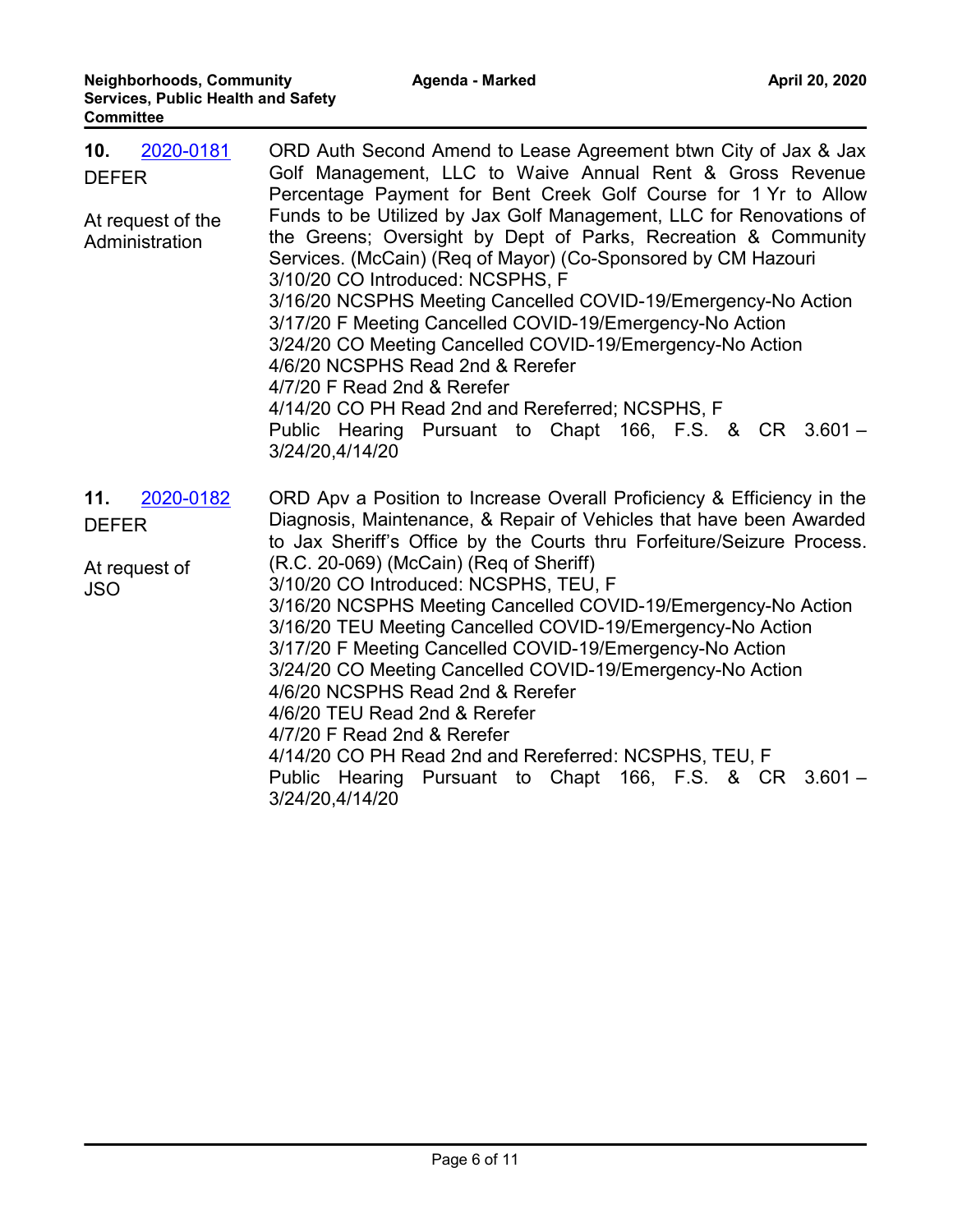**10.** [2020-0181](2020-0181)
DEFER

At request of the Administration

ORD Auth Second Amend to Lease Agreement btwn City of Jax & Jax Golf Management, LLC to Waive Annual Rent & Gross Revenue Percentage Payment for Bent Creek Golf Course for 1 Yr to Allow Funds to be Utilized by Jax Golf Management, LLC for Renovations of the Greens; Oversight by Dept of Parks, Recreation & Community Services. (McCain) (Req of Mayor) (Co-Sponsored by CM Hazouri
3/10/20 CO Introduced: NCSPHS, F
3/16/20 NCSPHS Meeting Cancelled COVID-19/Emergency-No Action
3/17/20 F Meeting Cancelled COVID-19/Emergency-No Action
3/24/20 CO Meeting Cancelled COVID-19/Emergency-No Action
4/6/20 NCSPHS Read 2nd & Rerefer
4/7/20 F Read 2nd & Rerefer
4/14/20 CO PH Read 2nd and Rereferred; NCSPHS, F
Public Hearing Pursuant to Chapt 166, F.S. & CR 3.601 – 3/24/20,4/14/20

**11.** [2020-0182](2020-0182)
DEFER

At request of JSO

ORD Apv a Position to Increase Overall Proficiency & Efficiency in the Diagnosis, Maintenance, & Repair of Vehicles that have been Awarded to Jax Sheriff's Office by the Courts thru Forfeiture/Seizure Process. (R.C. 20-069) (McCain) (Req of Sheriff)
3/10/20 CO Introduced: NCSPHS, TEU, F
3/16/20 NCSPHS Meeting Cancelled COVID-19/Emergency-No Action
3/16/20 TEU Meeting Cancelled COVID-19/Emergency-No Action
3/17/20 F Meeting Cancelled COVID-19/Emergency-No Action
3/24/20 CO Meeting Cancelled COVID-19/Emergency-No Action
4/6/20 NCSPHS Read 2nd & Rerefer
4/6/20 TEU Read 2nd & Rerefer
4/7/20 F Read 2nd & Rerefer
4/14/20 CO PH Read 2nd and Rereferred: NCSPHS, TEU, F
Public Hearing Pursuant to Chapt 166, F.S. & CR 3.601 – 3/24/20,4/14/20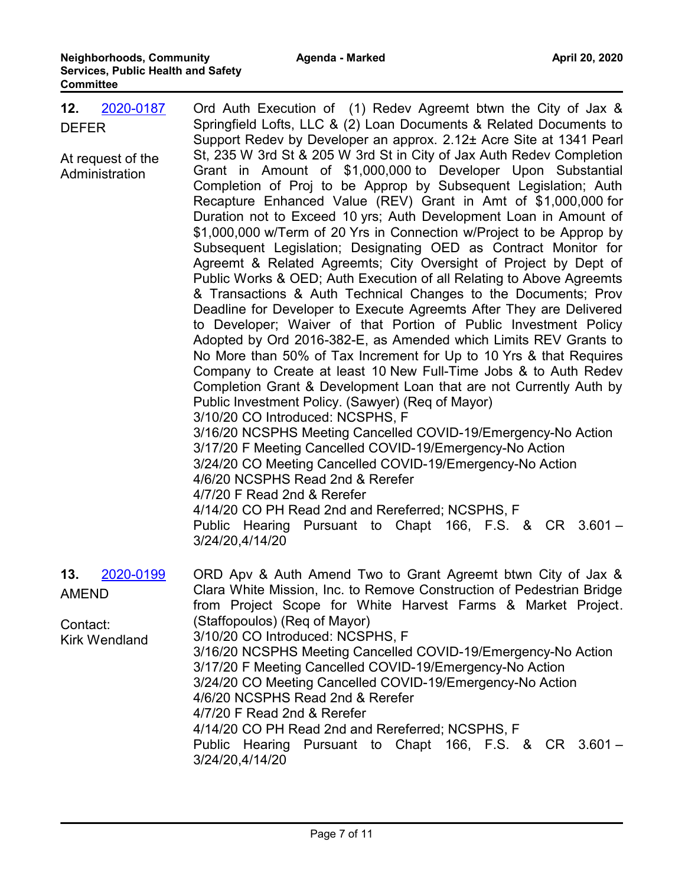**12.** [2020-0187](2020-0187)

DEFER

At request of the Administration

Ord Auth Execution of (1) Redev Agreemt btwn the City of Jax & Springfield Lofts, LLC & (2) Loan Documents & Related Documents to Support Redev by Developer an approx. 2.12± Acre Site at 1341 Pearl St, 235 W 3rd St & 205 W 3rd St in City of Jax Auth Redev Completion Grant in Amount of $1,000,000 to Developer Upon Substantial Completion of Proj to be Approp by Subsequent Legislation; Auth Recapture Enhanced Value (REV) Grant in Amt of $1,000,000 for Duration not to Exceed 10 yrs; Auth Development Loan in Amount of $1,000,000 w/Term of 20 Yrs in Connection w/Project to be Approp by Subsequent Legislation; Designating OED as Contract Monitor for Agreemt & Related Agreemts; City Oversight of Project by Dept of Public Works & OED; Auth Execution of all Relating to Above Agreemts & Transactions & Auth Technical Changes to the Documents; Prov Deadline for Developer to Execute Agreemts After They are Delivered to Developer; Waiver of that Portion of Public Investment Policy Adopted by Ord 2016-382-E, as Amended which Limits REV Grants to No More than 50% of Tax Increment for Up to 10 Yrs & that Requires Company to Create at least 10 New Full-Time Jobs & to Auth Redev Completion Grant & Development Loan that are not Currently Auth by Public Investment Policy. (Sawyer) (Req of Mayor)

3/10/20 CO Introduced: NCSPHS, F

3/16/20 NCSPHS Meeting Cancelled COVID-19/Emergency-No Action

3/17/20 F Meeting Cancelled COVID-19/Emergency-No Action

3/24/20 CO Meeting Cancelled COVID-19/Emergency-No Action

4/6/20 NCSPHS Read 2nd & Rerefer

4/7/20 F Read 2nd & Rerefer

4/14/20 CO PH Read 2nd and Rereferred; NCSPHS, F

Public Hearing Pursuant to Chapt 166, F.S. & CR 3.601 – 3/24/20,4/14/20

**13.** [2020-0199](2020-0199)

AMEND

Contact: Kirk Wendland

ORD Apv & Auth Amend Two to Grant Agreemt btwn City of Jax & Clara White Mission, Inc. to Remove Construction of Pedestrian Bridge from Project Scope for White Harvest Farms & Market Project. (Staffopoulos) (Req of Mayor)

3/10/20 CO Introduced: NCSPHS, F

3/16/20 NCSPHS Meeting Cancelled COVID-19/Emergency-No Action

3/17/20 F Meeting Cancelled COVID-19/Emergency-No Action

3/24/20 CO Meeting Cancelled COVID-19/Emergency-No Action

4/6/20 NCSPHS Read 2nd & Rerefer

4/7/20 F Read 2nd & Rerefer

4/14/20 CO PH Read 2nd and Rereferred; NCSPHS, F

Public Hearing Pursuant to Chapt 166, F.S. & CR 3.601 – 3/24/20,4/14/20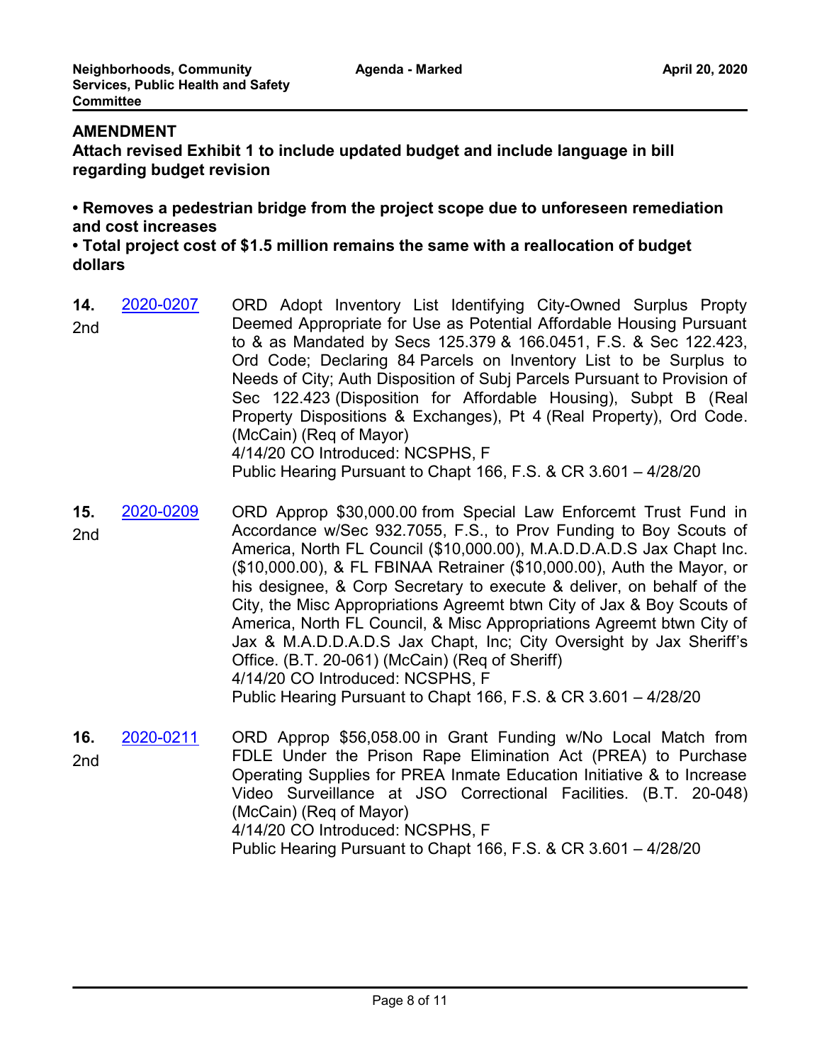**AMENDMENT**
**Attach revised Exhibit 1 to include updated budget and include language in bill regarding budget revision**

- **Removes a pedestrian bridge from the project scope due to unforeseen remediation and cost increases**
- **Total project cost of $1.5 million remains the same with a reallocation of budget dollars**

**14.** 2nd — 2020-0207

ORD Adopt Inventory List Identifying City-Owned Surplus Propty Deemed Appropriate for Use as Potential Affordable Housing Pursuant to & as Mandated by Secs 125.379 & 166.0451, F.S. & Sec 122.423, Ord Code; Declaring 84 Parcels on Inventory List to be Surplus to Needs of City; Auth Disposition of Subj Parcels Pursuant to Provision of Sec 122.423 (Disposition for Affordable Housing), Subpt B (Real Property Dispositions & Exchanges), Pt 4 (Real Property), Ord Code. (McCain) (Req of Mayor)
4/14/20 CO Introduced: NCSPHS, F
Public Hearing Pursuant to Chapt 166, F.S. & CR 3.601 – 4/28/20

**15.** 2nd — 2020-0209

ORD Approp $30,000.00 from Special Law Enforcemt Trust Fund in Accordance w/Sec 932.7055, F.S., to Prov Funding to Boy Scouts of America, North FL Council ($10,000.00), M.A.D.D.A.D.S Jax Chapt Inc. ($10,000.00), & FL FBINAA Retrainer ($10,000.00), Auth the Mayor, or his designee, & Corp Secretary to execute & deliver, on behalf of the City, the Misc Appropriations Agreemt btwn City of Jax & Boy Scouts of America, North FL Council, & Misc Appropriations Agreemt btwn City of Jax & M.A.D.D.A.D.S Jax Chapt, Inc; City Oversight by Jax Sheriff's Office. (B.T. 20-061) (McCain) (Req of Sheriff)
4/14/20 CO Introduced: NCSPHS, F
Public Hearing Pursuant to Chapt 166, F.S. & CR 3.601 – 4/28/20

**16.** 2nd — 2020-0211

ORD Approp $56,058.00 in Grant Funding w/No Local Match from FDLE Under the Prison Rape Elimination Act (PREA) to Purchase Operating Supplies for PREA Inmate Education Initiative & to Increase Video Surveillance at JSO Correctional Facilities. (B.T. 20-048) (McCain) (Req of Mayor)
4/14/20 CO Introduced: NCSPHS, F
Public Hearing Pursuant to Chapt 166, F.S. & CR 3.601 – 4/28/20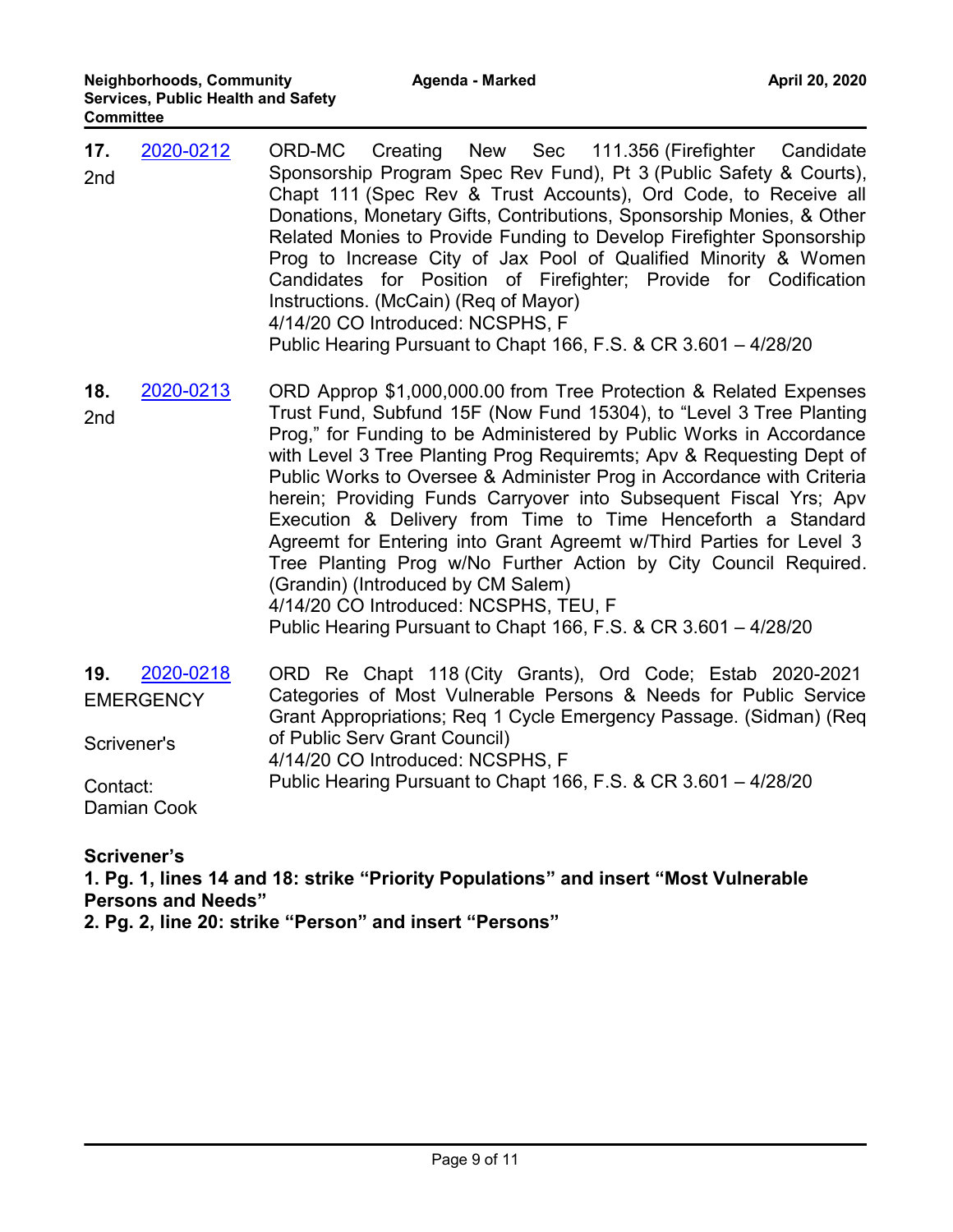**17.** [2020-0212](2020-0212)
2nd

ORD-MC Creating New Sec 111.356 (Firefighter Candidate Sponsorship Program Spec Rev Fund), Pt 3 (Public Safety & Courts), Chapt 111 (Spec Rev & Trust Accounts), Ord Code, to Receive all Donations, Monetary Gifts, Contributions, Sponsorship Monies, & Other Related Monies to Provide Funding to Develop Firefighter Sponsorship Prog to Increase City of Jax Pool of Qualified Minority & Women Candidates for Position of Firefighter; Provide for Codification Instructions. (McCain) (Req of Mayor)
4/14/20 CO Introduced: NCSPHS, F
Public Hearing Pursuant to Chapt 166, F.S. & CR 3.601 – 4/28/20

**18.** [2020-0213](2020-0213)
2nd

ORD Approp $1,000,000.00 from Tree Protection & Related Expenses Trust Fund, Subfund 15F (Now Fund 15304), to "Level 3 Tree Planting Prog," for Funding to be Administered by Public Works in Accordance with Level 3 Tree Planting Prog Requiremts; Apv & Requesting Dept of Public Works to Oversee & Administer Prog in Accordance with Criteria herein; Providing Funds Carryover into Subsequent Fiscal Yrs; Apv Execution & Delivery from Time to Time Henceforth a Standard Agreemt for Entering into Grant Agreemt w/Third Parties for Level 3 Tree Planting Prog w/No Further Action by City Council Required. (Grandin) (Introduced by CM Salem)
4/14/20 CO Introduced: NCSPHS, TEU, F
Public Hearing Pursuant to Chapt 166, F.S. & CR 3.601 – 4/28/20

**19.** [2020-0218](2020-0218)
EMERGENCY

Scrivener's

Contact:
Damian Cook

ORD Re Chapt 118 (City Grants), Ord Code; Estab 2020-2021 Categories of Most Vulnerable Persons & Needs for Public Service Grant Appropriations; Req 1 Cycle Emergency Passage. (Sidman) (Req of Public Serv Grant Council)
4/14/20 CO Introduced: NCSPHS, F
Public Hearing Pursuant to Chapt 166, F.S. & CR 3.601 – 4/28/20

**Scrivener's**
**1. Pg. 1, lines 14 and 18: strike "Priority Populations" and insert "Most Vulnerable Persons and Needs"**
**2. Pg. 2, line 20: strike "Person" and insert "Persons"**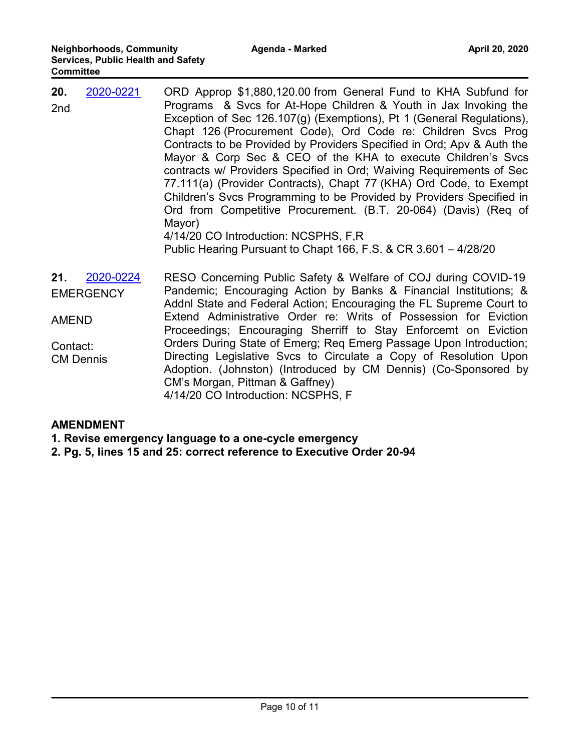**20.** [2020-0221](2020-0221)
2nd

ORD Approp $1,880,120.00 from General Fund to KHA Subfund for Programs & Svcs for At-Hope Children & Youth in Jax Invoking the Exception of Sec 126.107(g) (Exemptions), Pt 1 (General Regulations), Chapt 126 (Procurement Code), Ord Code re: Children Svcs Prog Contracts to be Provided by Providers Specified in Ord; Apv & Auth the Mayor & Corp Sec & CEO of the KHA to execute Children's Svcs contracts w/ Providers Specified in Ord; Waiving Requirements of Sec 77.111(a) (Provider Contracts), Chapt 77 (KHA) Ord Code, to Exempt Children's Svcs Programming to be Provided by Providers Specified in Ord from Competitive Procurement. (B.T. 20-064) (Davis) (Req of Mayor)
4/14/20 CO Introduction: NCSPHS, F,R
Public Hearing Pursuant to Chapt 166, F.S. & CR 3.601 – 4/28/20

**21.** [2020-0224](2020-0224)
EMERGENCY

AMEND

Contact:
CM Dennis

RESO Concerning Public Safety & Welfare of COJ during COVID-19 Pandemic; Encouraging Action by Banks & Financial Institutions; & Addnl State and Federal Action; Encouraging the FL Supreme Court to Extend Administrative Order re: Writs of Possession for Eviction Proceedings; Encouraging Sherriff to Stay Enforcemt on Eviction Orders During State of Emerg; Req Emerg Passage Upon Introduction; Directing Legislative Svcs to Circulate a Copy of Resolution Upon Adoption. (Johnston) (Introduced by CM Dennis) (Co-Sponsored by CM's Morgan, Pittman & Gaffney)
4/14/20 CO Introduction: NCSPHS, F

**AMENDMENT**
**1. Revise emergency language to a one-cycle emergency**
**2. Pg. 5, lines 15 and 25: correct reference to Executive Order 20-94**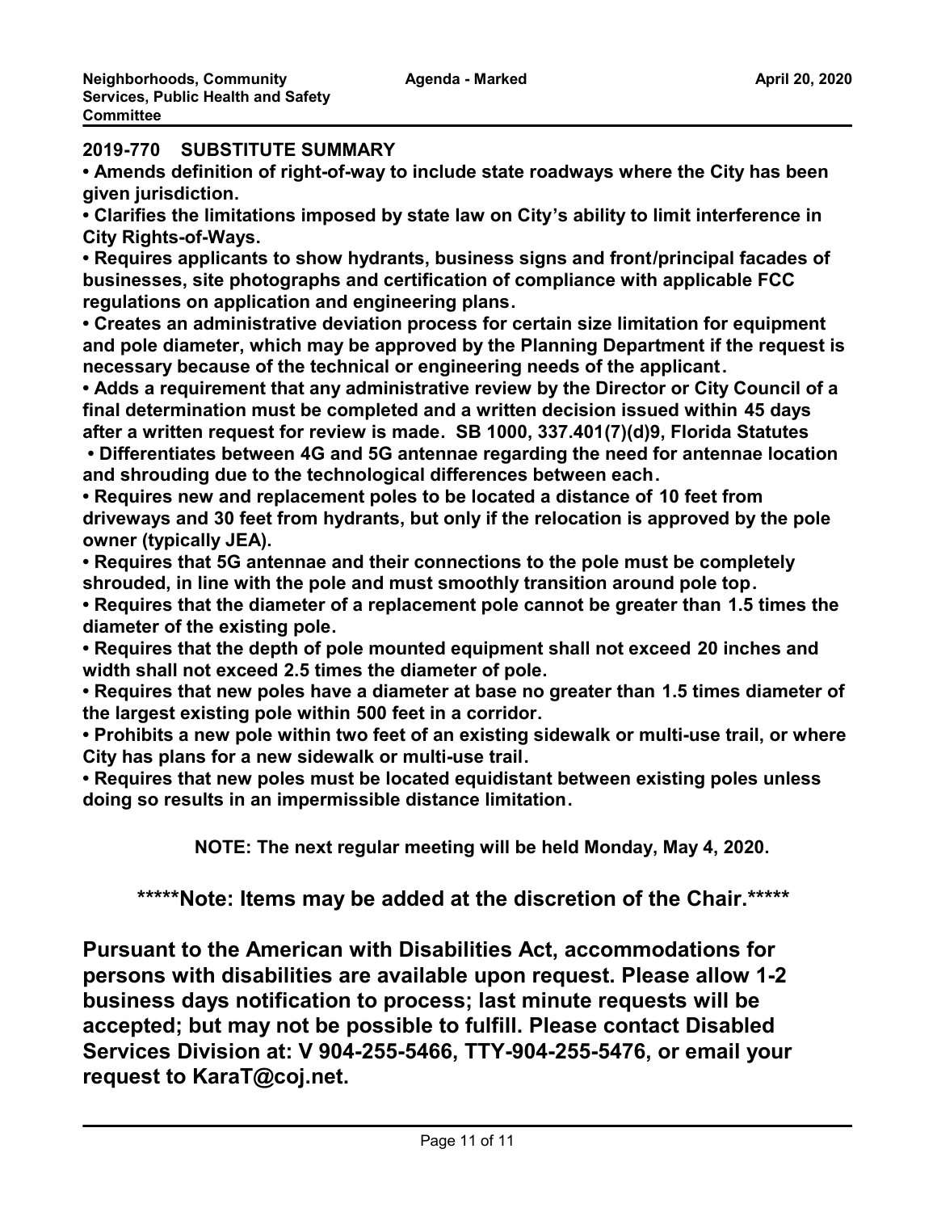**2019-770 SUBSTITUTE SUMMARY**

- **Amends definition of right-of-way to include state roadways where the City has been given jurisdiction.**
- **Clarifies the limitations imposed by state law on City's ability to limit interference in City Rights-of-Ways.**
- **Requires applicants to show hydrants, business signs and front/principal facades of businesses, site photographs and certification of compliance with applicable FCC regulations on application and engineering plans.**
- **Creates an administrative deviation process for certain size limitation for equipment and pole diameter, which may be approved by the Planning Department if the request is necessary because of the technical or engineering needs of the applicant.**
- **Adds a requirement that any administrative review by the Director or City Council of a final determination must be completed and a written decision issued within 45 days after a written request for review is made. SB 1000, 337.401(7)(d)9, Florida Statutes**
- **Differentiates between 4G and 5G antennae regarding the need for antennae location and shrouding due to the technological differences between each.**
- **Requires new and replacement poles to be located a distance of 10 feet from driveways and 30 feet from hydrants, but only if the relocation is approved by the pole owner (typically JEA).**
- **Requires that 5G antennae and their connections to the pole must be completely shrouded, in line with the pole and must smoothly transition around pole top.**
- **Requires that the diameter of a replacement pole cannot be greater than 1.5 times the diameter of the existing pole.**
- **Requires that the depth of pole mounted equipment shall not exceed 20 inches and width shall not exceed 2.5 times the diameter of pole.**
- **Requires that new poles have a diameter at base no greater than 1.5 times diameter of the largest existing pole within 500 feet in a corridor.**
- **Prohibits a new pole within two feet of an existing sidewalk or multi-use trail, or where City has plans for a new sidewalk or multi-use trail.**
- **Requires that new poles must be located equidistant between existing poles unless doing so results in an impermissible distance limitation.**

**NOTE: The next regular meeting will be held Monday, May 4, 2020.**

**\*\*\*\*\*Note: Items may be added at the discretion of the Chair.\*\*\*\*\***

**Pursuant to the American with Disabilities Act, accommodations for persons with disabilities are available upon request. Please allow 1-2 business days notification to process; last minute requests will be accepted; but may not be possible to fulfill. Please contact Disabled Services Division at: V 904-255-5466, TTY-904-255-5476, or email your request to KaraT@coj.net.**